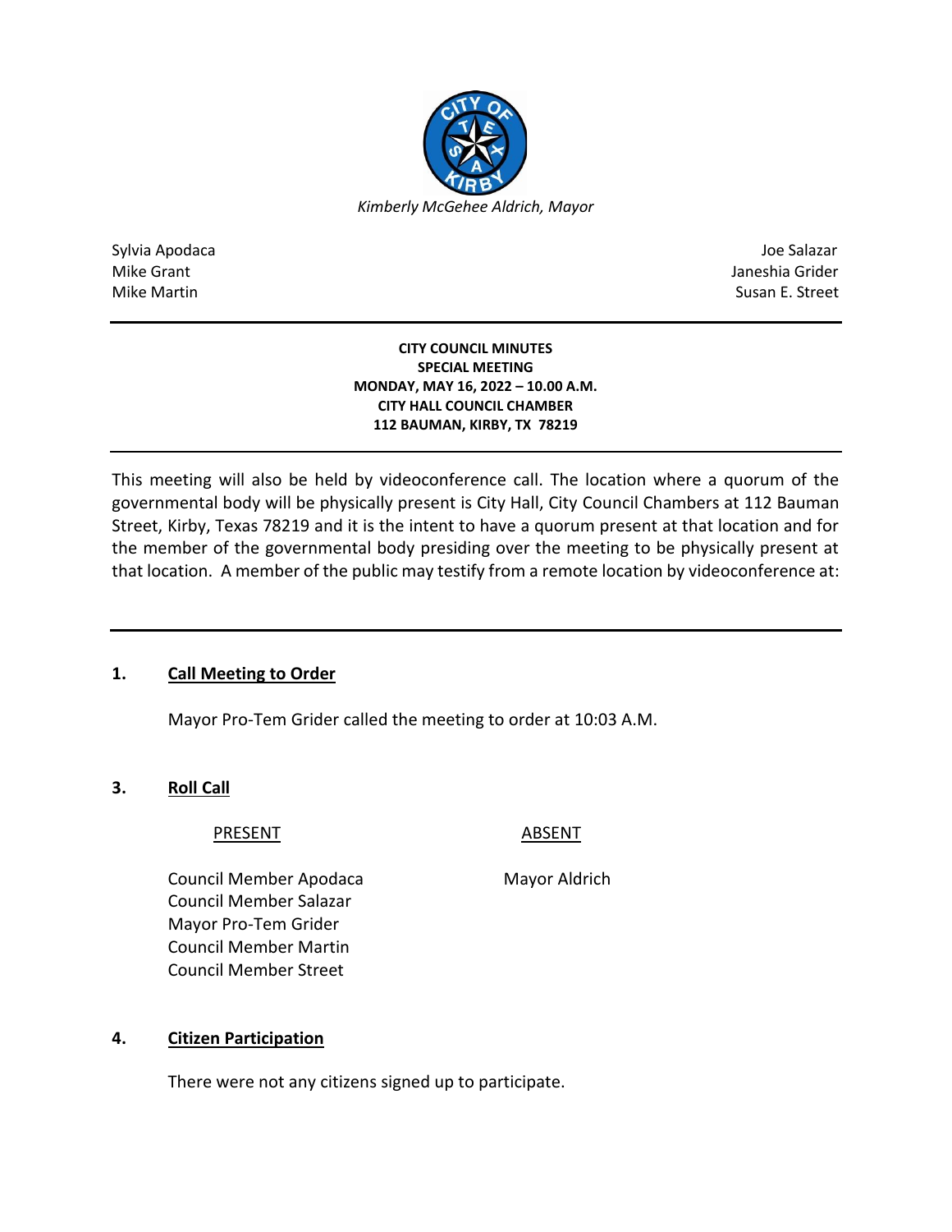*Kimberly McGehee Aldrich, Mayor*

Sylvia Apodaca
Mike Grant
Mike Martin

Joe Salazar
Janeshia Grider
Susan E. Street

---

**CITY COUNCIL MINUTES**
**SPECIAL MEETING**
**MONDAY, MAY 16, 2022 – 10.00 A.M.**
**CITY HALL COUNCIL CHAMBER**
**112 BAUMAN, KIRBY, TX 78219**

---

This meeting will also be held by videoconference call. The location where a quorum of the governmental body will be physically present is City Hall, City Council Chambers at 112 Bauman Street, Kirby, Texas 78219 and it is the intent to have a quorum present at that location and for the member of the governmental body presiding over the meeting to be physically present at that location. A member of the public may testify from a remote location by videoconference at:

---

**1. Call Meeting to Order**

Mayor Pro-Tem Grider called the meeting to order at 10:03 A.M.

**3. Roll Call**

| PRESENT | ABSENT |
|---|---|
| Council Member Apodaca | Mayor Aldrich |
| Council Member Salazar | |
| Mayor Pro-Tem Grider | |
| Council Member Martin | |
| Council Member Street | |

**4. Citizen Participation**

There were not any citizens signed up to participate.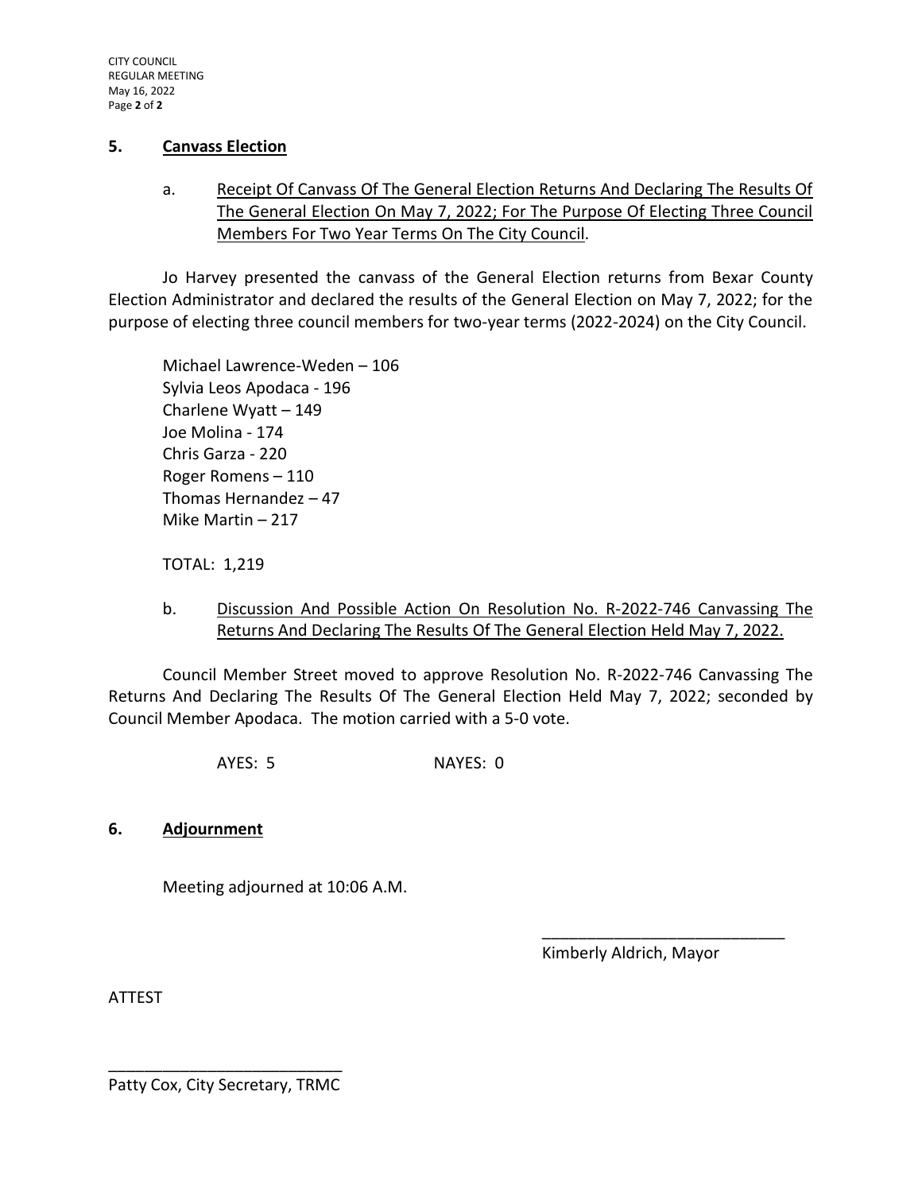## 5. Canvass Election

a. Receipt Of Canvass Of The General Election Returns And Declaring The Results Of The General Election On May 7, 2022; For The Purpose Of Electing Three Council Members For Two Year Terms On The City Council.

Jo Harvey presented the canvass of the General Election returns from Bexar County Election Administrator and declared the results of the General Election on May 7, 2022; for the purpose of electing three council members for two-year terms (2022-2024) on the City Council.

Michael Lawrence-Weden – 106
Sylvia Leos Apodaca - 196
Charlene Wyatt – 149
Joe Molina - 174
Chris Garza - 220
Roger Romens – 110
Thomas Hernandez – 47
Mike Martin – 217

TOTAL: 1,219

b. Discussion And Possible Action On Resolution No. R-2022-746 Canvassing The Returns And Declaring The Results Of The General Election Held May 7, 2022.

Council Member Street moved to approve Resolution No. R-2022-746 Canvassing The Returns And Declaring The Results Of The General Election Held May 7, 2022; seconded by Council Member Apodaca. The motion carried with a 5-0 vote.

AYES: 5 NAYES: 0

## 6. Adjournment

Meeting adjourned at 10:06 A.M.

___________________________
Kimberly Aldrich, Mayor

ATTEST

___________________________
Patty Cox, City Secretary, TRMC